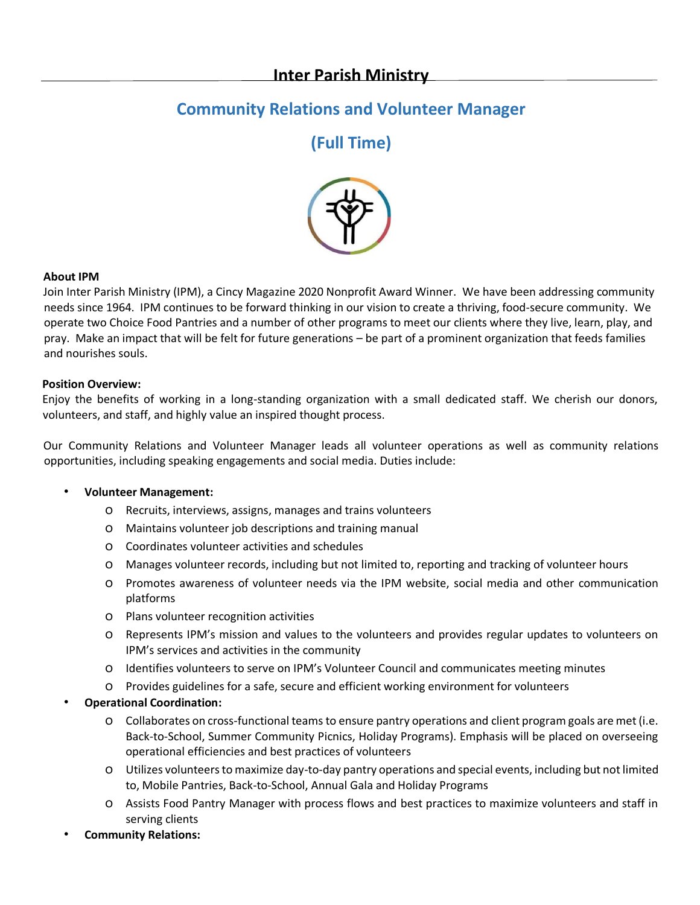# Inter Parish Ministry

## Community Relations and Volunteer Manager

## (Full Time)

**About IPM**

Join Inter Parish Ministry (IPM), a Cincy Magazine 2020 Nonprofit Award Winner. We have been addressing community needs since 1964. IPM continues to be forward thinking in our vision to create a thriving, food-secure community. We operate two Choice Food Pantries and a number of other programs to meet our clients where they live, learn, play, and pray. Make an impact that will be felt for future generations – be part of a prominent organization that feeds families and nourishes souls.

**Position Overview:**

Enjoy the benefits of working in a long-standing organization with a small dedicated staff. We cherish our donors, volunteers, and staff, and highly value an inspired thought process.

Our Community Relations and Volunteer Manager leads all volunteer operations as well as community relations opportunities, including speaking engagements and social media. Duties include:

- **Volunteer Management:**
  - Recruits, interviews, assigns, manages and trains volunteers
  - Maintains volunteer job descriptions and training manual
  - Coordinates volunteer activities and schedules
  - Manages volunteer records, including but not limited to, reporting and tracking of volunteer hours
  - Promotes awareness of volunteer needs via the IPM website, social media and other communication platforms
  - Plans volunteer recognition activities
  - Represents IPM's mission and values to the volunteers and provides regular updates to volunteers on IPM's services and activities in the community
  - Identifies volunteers to serve on IPM's Volunteer Council and communicates meeting minutes
  - Provides guidelines for a safe, secure and efficient working environment for volunteers
- **Operational Coordination:**
  - Collaborates on cross-functional teams to ensure pantry operations and client program goals are met (i.e. Back-to-School, Summer Community Picnics, Holiday Programs). Emphasis will be placed on overseeing operational efficiencies and best practices of volunteers
  - Utilizes volunteers to maximize day-to-day pantry operations and special events, including but not limited to, Mobile Pantries, Back-to-School, Annual Gala and Holiday Programs
  - Assists Food Pantry Manager with process flows and best practices to maximize volunteers and staff in serving clients
- **Community Relations:**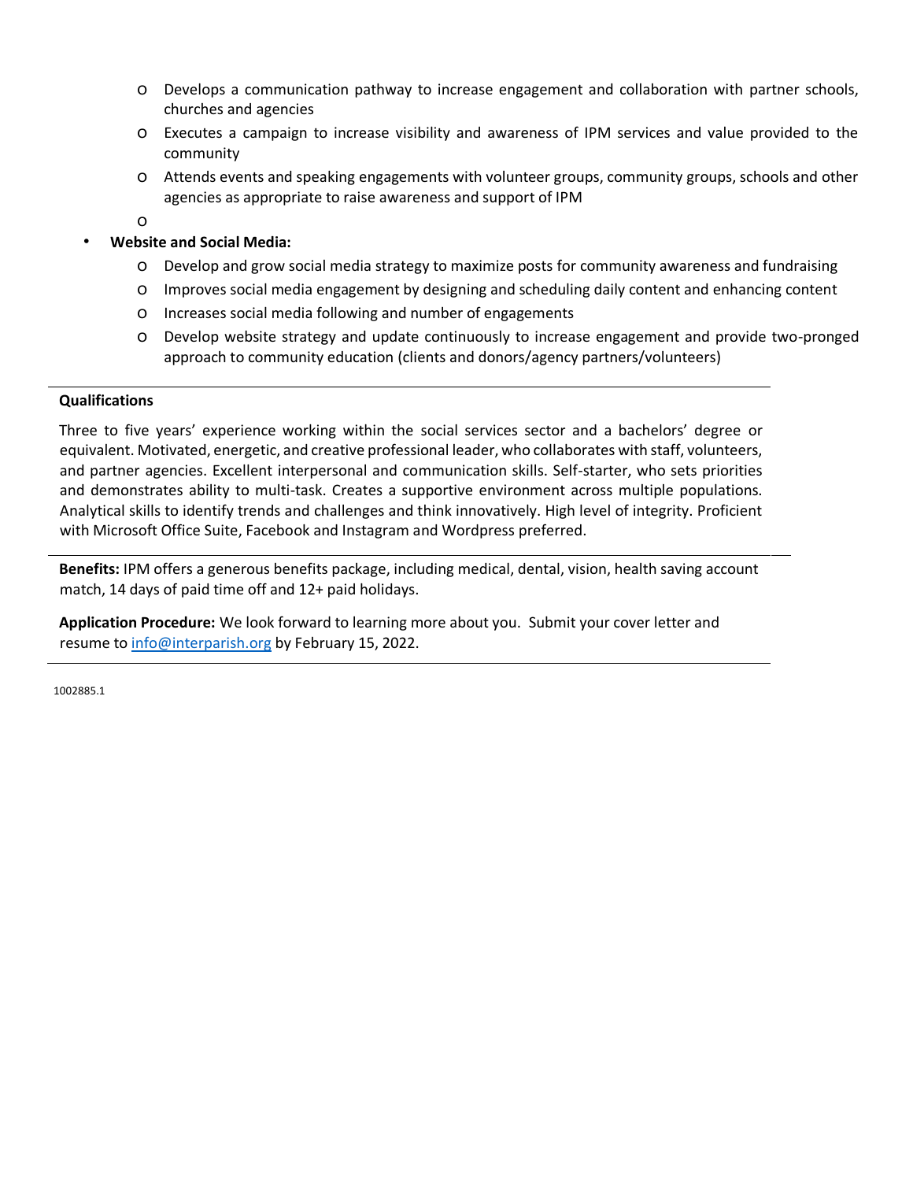- Develops a communication pathway to increase engagement and collaboration with partner schools, churches and agencies
  - Executes a campaign to increase visibility and awareness of IPM services and value provided to the community
  - Attends events and speaking engagements with volunteer groups, community groups, schools and other agencies as appropriate to raise awareness and support of IPM

- **Website and Social Media:**
  - Develop and grow social media strategy to maximize posts for community awareness and fundraising
  - Improves social media engagement by designing and scheduling daily content and enhancing content
  - Increases social media following and number of engagements
  - Develop website strategy and update continuously to increase engagement and provide two-pronged approach to community education (clients and donors/agency partners/volunteers)

---

**Qualifications**

Three to five years' experience working within the social services sector and a bachelors' degree or equivalent. Motivated, energetic, and creative professional leader, who collaborates with staff, volunteers, and partner agencies. Excellent interpersonal and communication skills. Self-starter, who sets priorities and demonstrates ability to multi-task. Creates a supportive environment across multiple populations. Analytical skills to identify trends and challenges and think innovatively. High level of integrity. Proficient with Microsoft Office Suite, Facebook and Instagram and Wordpress preferred.

---

**Benefits:** IPM offers a generous benefits package, including medical, dental, vision, health saving account match, 14 days of paid time off and 12+ paid holidays.

**Application Procedure:** We look forward to learning more about you. Submit your cover letter and resume to info@interparish.org by February 15, 2022.

---

1002885.1